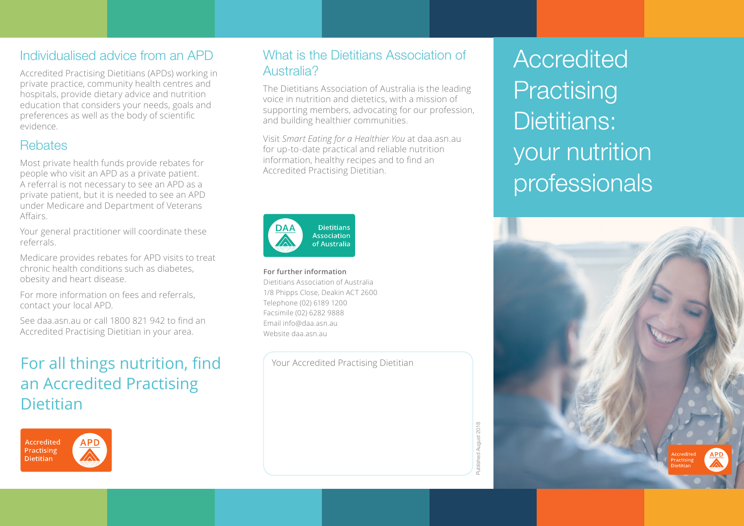# Accredited Practising Dietitians: your nutrition professionals

## Individualised advice from an APD

Accredited Practising Dietitians (APDs) working in private practice, community health centres and hospitals, provide dietary advice and nutrition education that considers your needs, goals and preferences as well as the body of scientific evidence.

## Rebates

Most private health funds provide rebates for people who visit an APD as a private patient. A referral is not necessary to see an APD as a private patient, but it is needed to see an APD under Medicare and Department of Veterans Affairs.

Your general practitioner will coordinate these referrals.

Medicare provides rebates for APD visits to treat chronic health conditions such as diabetes, obesity and heart disease.

For more information on fees and referrals, contact your local APD.

See daa.asn.au or call 1800 821 942 to find an Accredited Practising Dietitian in your area.

## For all things nutrition, find an Accredited Practising Dietitian

Accredited Practising Dietitian APD

## What is the Dietitians Association of Australia?

The Dietitians Association of Australia is the leading voice in nutrition and dietetics, with a mission of supporting members, advocating for our profession, and building healthier communities.

Visit *Smart Eating for a Healthier You* at daa.asn.au for up-to-date practical and reliable nutrition information, healthy recipes and to find an Accredited Practising Dietitian.

DAA Dietitians Association of Australia

**For further information**
Dietitians Association of Australia
1/8 Phipps Close, Deakin ACT 2600
Telephone (02) 6189 1200
Facsimile (02) 6282 9888
Email info@daa.asn.au
Website daa.asn.au

Your Accredited Practising Dietitian

Published August 2018

Accredited Practising Dietitian APD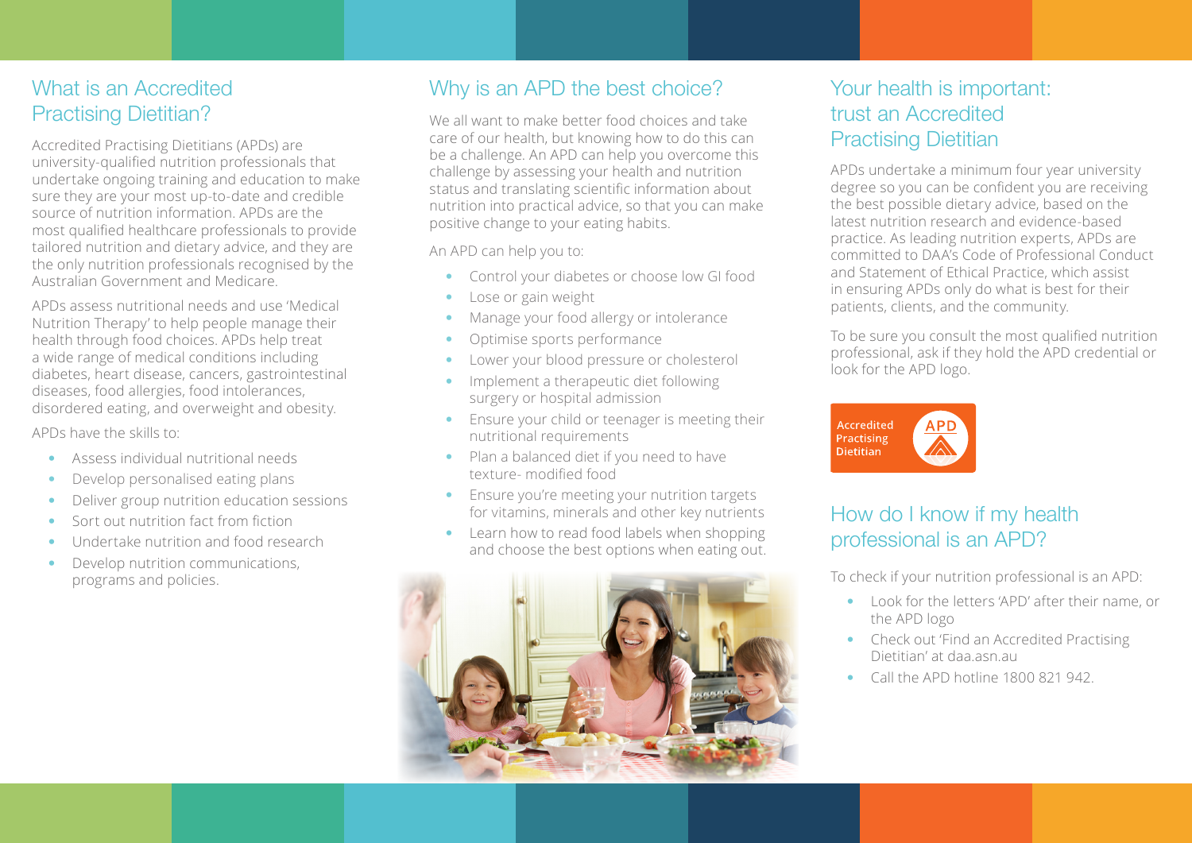## What is an Accredited Practising Dietitian?

Accredited Practising Dietitians (APDs) are university-qualified nutrition professionals that undertake ongoing training and education to make sure they are your most up-to-date and credible source of nutrition information. APDs are the most qualified healthcare professionals to provide tailored nutrition and dietary advice, and they are the only nutrition professionals recognised by the Australian Government and Medicare.

APDs assess nutritional needs and use 'Medical Nutrition Therapy' to help people manage their health through food choices. APDs help treat a wide range of medical conditions including diabetes, heart disease, cancers, gastrointestinal diseases, food allergies, food intolerances, disordered eating, and overweight and obesity.

APDs have the skills to:

- Assess individual nutritional needs
- Develop personalised eating plans
- Deliver group nutrition education sessions
- Sort out nutrition fact from fiction
- Undertake nutrition and food research
- Develop nutrition communications, programs and policies.

## Why is an APD the best choice?

We all want to make better food choices and take care of our health, but knowing how to do this can be a challenge. An APD can help you overcome this challenge by assessing your health and nutrition status and translating scientific information about nutrition into practical advice, so that you can make positive change to your eating habits.

An APD can help you to:

- Control your diabetes or choose low GI food
- Lose or gain weight
- Manage your food allergy or intolerance
- Optimise sports performance
- Lower your blood pressure or cholesterol
- Implement a therapeutic diet following surgery or hospital admission
- Ensure your child or teenager is meeting their nutritional requirements
- Plan a balanced diet if you need to have texture- modified food
- Ensure you're meeting your nutrition targets for vitamins, minerals and other key nutrients
- Learn how to read food labels when shopping and choose the best options when eating out.

## Your health is important: trust an Accredited Practising Dietitian

APDs undertake a minimum four year university degree so you can be confident you are receiving the best possible dietary advice, based on the latest nutrition research and evidence-based practice. As leading nutrition experts, APDs are committed to DAA's Code of Professional Conduct and Statement of Ethical Practice, which assist in ensuring APDs only do what is best for their patients, clients, and the community.

To be sure you consult the most qualified nutrition professional, ask if they hold the APD credential or look for the APD logo.

Accredited Practising Dietitian APD

## How do I know if my health professional is an APD?

To check if your nutrition professional is an APD:

- Look for the letters 'APD' after their name, or the APD logo
- Check out 'Find an Accredited Practising Dietitian' at daa.asn.au
- Call the APD hotline 1800 821 942.